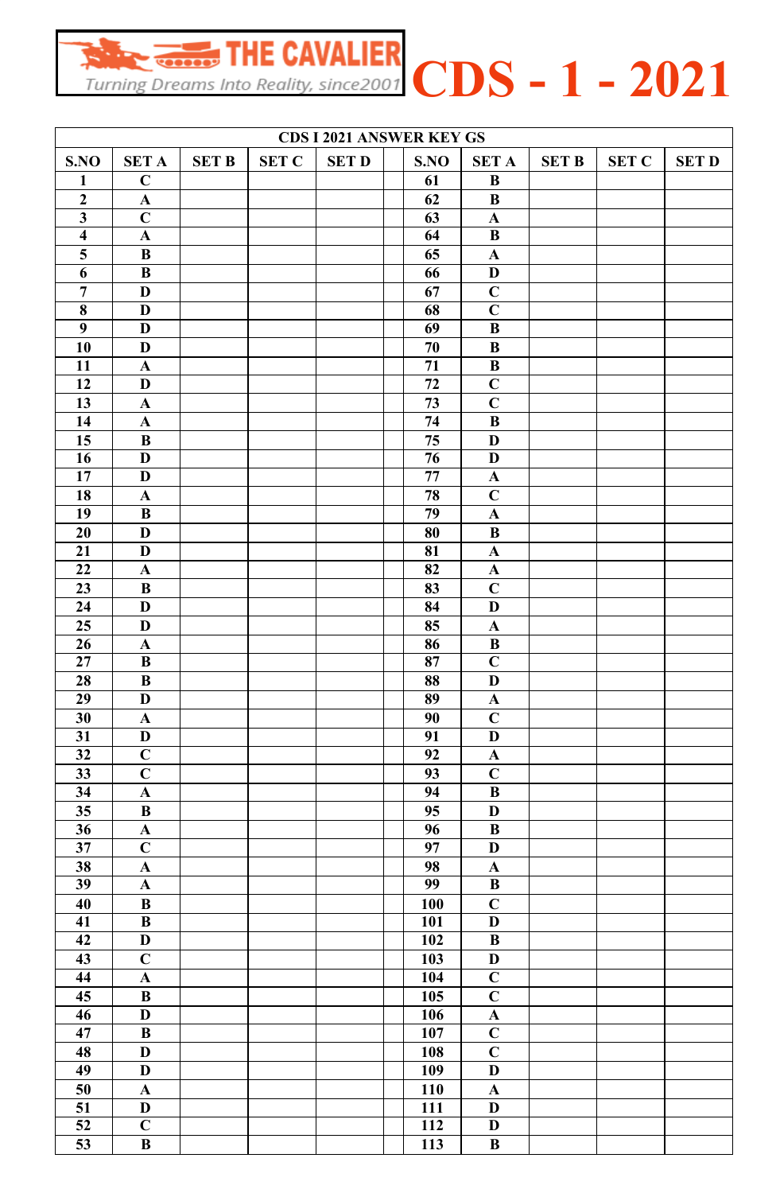THE CAVALIER

Turning Dreams Into Reality, since2001

# CDS - 1 - 2021

| CDS I 2021 ANSWER KEY GS | | | | | | | | | | |
|---|---|---|---|---|---|---|---|---|---|---|
| S.NO | SET A | SET B | SET C | SET D | | S.NO | SET A | SET B | SET C | SET D |
| 1 | C | | | | | 61 | B | | | |
| 2 | A | | | | | 62 | B | | | |
| 3 | C | | | | | 63 | A | | | |
| 4 | A | | | | | 64 | B | | | |
| 5 | B | | | | | 65 | A | | | |
| 6 | B | | | | | 66 | D | | | |
| 7 | D | | | | | 67 | C | | | |
| 8 | D | | | | | 68 | C | | | |
| 9 | D | | | | | 69 | B | | | |
| 10 | D | | | | | 70 | B | | | |
| 11 | A | | | | | 71 | B | | | |
| 12 | D | | | | | 72 | C | | | |
| 13 | A | | | | | 73 | C | | | |
| 14 | A | | | | | 74 | B | | | |
| 15 | B | | | | | 75 | D | | | |
| 16 | D | | | | | 76 | D | | | |
| 17 | D | | | | | 77 | A | | | |
| 18 | A | | | | | 78 | C | | | |
| 19 | B | | | | | 79 | A | | | |
| 20 | D | | | | | 80 | B | | | |
| 21 | D | | | | | 81 | A | | | |
| 22 | A | | | | | 82 | A | | | |
| 23 | B | | | | | 83 | C | | | |
| 24 | D | | | | | 84 | D | | | |
| 25 | D | | | | | 85 | A | | | |
| 26 | A | | | | | 86 | B | | | |
| 27 | B | | | | | 87 | C | | | |
| 28 | B | | | | | 88 | D | | | |
| 29 | D | | | | | 89 | A | | | |
| 30 | A | | | | | 90 | C | | | |
| 31 | D | | | | | 91 | D | | | |
| 32 | C | | | | | 92 | A | | | |
| 33 | C | | | | | 93 | C | | | |
| 34 | A | | | | | 94 | B | | | |
| 35 | B | | | | | 95 | D | | | |
| 36 | A | | | | | 96 | B | | | |
| 37 | C | | | | | 97 | D | | | |
| 38 | A | | | | | 98 | A | | | |
| 39 | A | | | | | 99 | B | | | |
| 40 | B | | | | | 100 | C | | | |
| 41 | B | | | | | 101 | D | | | |
| 42 | D | | | | | 102 | B | | | |
| 43 | C | | | | | 103 | D | | | |
| 44 | A | | | | | 104 | C | | | |
| 45 | B | | | | | 105 | C | | | |
| 46 | D | | | | | 106 | A | | | |
| 47 | B | | | | | 107 | C | | | |
| 48 | D | | | | | 108 | C | | | |
| 49 | D | | | | | 109 | D | | | |
| 50 | A | | | | | 110 | A | | | |
| 51 | D | | | | | 111 | D | | | |
| 52 | C | | | | | 112 | D | | | |
| 53 | B | | | | | 113 | B | | | |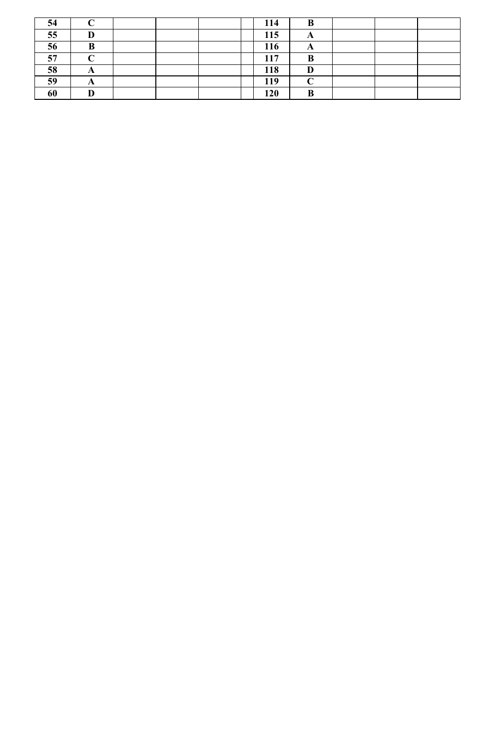| | | | | | | | | | | |
|---|---|---|---|---|---|---|---|---|---|---|
| 54 | C | | | | | 114 | B | | | |
| 55 | D | | | | | 115 | A | | | |
| 56 | B | | | | | 116 | A | | | |
| 57 | C | | | | | 117 | B | | | |
| 58 | A | | | | | 118 | D | | | |
| 59 | A | | | | | 119 | C | | | |
| 60 | D | | | | | 120 | B | | | |